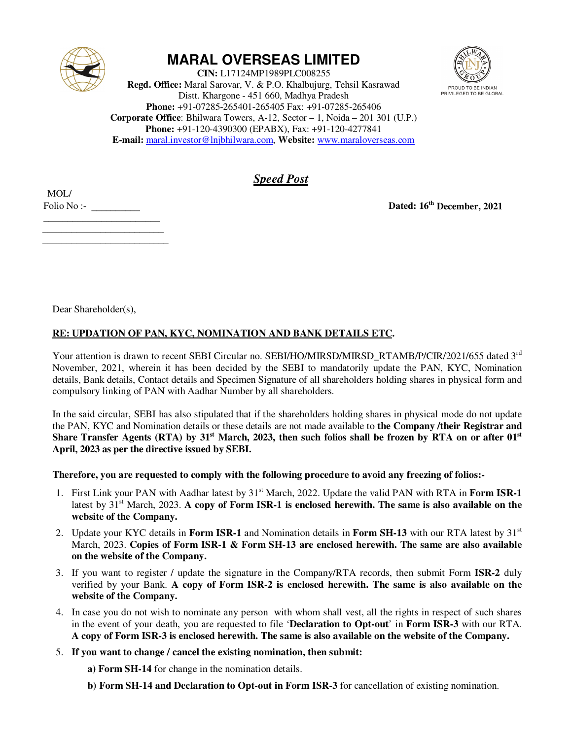# MARAL OVERSEAS LIMITED

**CIN:** L17124MP1989PLC008255
**Regd. Office:** Maral Sarovar, V. & P.O. Khalbujurg, Tehsil Kasrawad
Distt. Khargone - 451 660, Madhya Pradesh
**Phone:** +91-07285-265401-265405 Fax: +91-07285-265406
**Corporate Office**: Bhilwara Towers, A-12, Sector – 1, Noida – 201 301 (U.P.)
**Phone:** +91-120-4390300 (EPABX), Fax: +91-120-4277841
**E-mail:** maral.investor@lnjbhilwara.com, **Website:** www.maraloverseas.com

PROUD TO BE INDIAN
PRIVILEGED TO BE GLOBAL

***Speed Post***

MOL/
Folio No :- __________
________________________
________________________
________________________

**Dated: 16th December, 2021**

Dear Shareholder(s),

**RE: UPDATION OF PAN, KYC, NOMINATION AND BANK DETAILS ETC.**

Your attention is drawn to recent SEBI Circular no. SEBI/HO/MIRSD/MIRSD_RTAMB/P/CIR/2021/655 dated 3rd November, 2021, wherein it has been decided by the SEBI to mandatorily update the PAN, KYC, Nomination details, Bank details, Contact details and Specimen Signature of all shareholders holding shares in physical form and compulsory linking of PAN with Aadhar Number by all shareholders.

In the said circular, SEBI has also stipulated that if the shareholders holding shares in physical mode do not update the PAN, KYC and Nomination details or these details are not made available to **the Company /their Registrar and Share Transfer Agents (RTA) by 31st March, 2023, then such folios shall be frozen by RTA on or after 01st April, 2023 as per the directive issued by SEBI.**

**Therefore, you are requested to comply with the following procedure to avoid any freezing of folios:-**

1. First Link your PAN with Aadhar latest by 31st March, 2022. Update the valid PAN with RTA in **Form ISR-1** latest by 31st March, 2023. **A copy of Form ISR-1 is enclosed herewith. The same is also available on the website of the Company.**
2. Update your KYC details in **Form ISR-1** and Nomination details in **Form SH-13** with our RTA latest by 31st March, 2023. **Copies of Form ISR-1 & Form SH-13 are enclosed herewith. The same are also available on the website of the Company.**
3. If you want to register / update the signature in the Company/RTA records, then submit Form **ISR-2** duly verified by your Bank. **A copy of Form ISR-2 is enclosed herewith. The same is also available on the website of the Company.**
4. In case you do not wish to nominate any person with whom shall vest, all the rights in respect of such shares in the event of your death, you are requested to file '**Declaration to Opt-out**' in **Form ISR-3** with our RTA. **A copy of Form ISR-3 is enclosed herewith. The same is also available on the website of the Company.**
5. **If you want to change / cancel the existing nomination, then submit:**

   **a) Form SH-14** for change in the nomination details.

   **b) Form SH-14 and Declaration to Opt-out in Form ISR-3** for cancellation of existing nomination.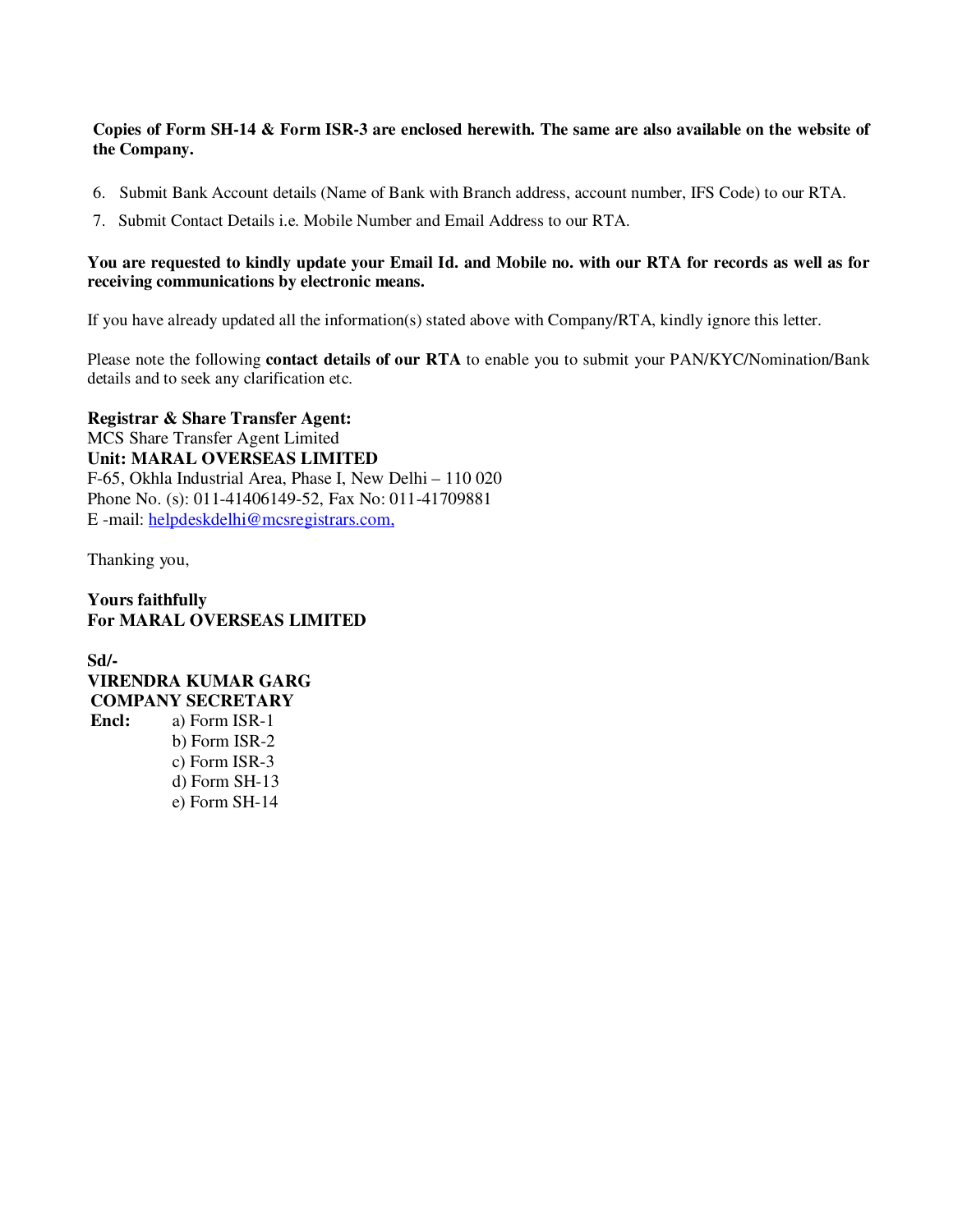**Copies of Form SH-14 & Form ISR-3 are enclosed herewith. The same are also available on the website of the Company.**

6. Submit Bank Account details (Name of Bank with Branch address, account number, IFS Code) to our RTA.
7. Submit Contact Details i.e. Mobile Number and Email Address to our RTA.

**You are requested to kindly update your Email Id. and Mobile no. with our RTA for records as well as for receiving communications by electronic means.**

If you have already updated all the information(s) stated above with Company/RTA, kindly ignore this letter.

Please note the following **contact details of our RTA** to enable you to submit your PAN/KYC/Nomination/Bank details and to seek any clarification etc.

**Registrar & Share Transfer Agent:**
MCS Share Transfer Agent Limited
**Unit: MARAL OVERSEAS LIMITED**
F-65, Okhla Industrial Area, Phase I, New Delhi – 110 020
Phone No. (s): 011-41406149-52, Fax No: 011-41709881
E -mail: helpdeskdelhi@mcsregistrars.com,

Thanking you,

**Yours faithfully**
**For MARAL OVERSEAS LIMITED**

**Sd/-**
**VIRENDRA KUMAR GARG**
**COMPANY SECRETARY**

**Encl:**
a) Form ISR-1
b) Form ISR-2
c) Form ISR-3
d) Form SH-13
e) Form SH-14